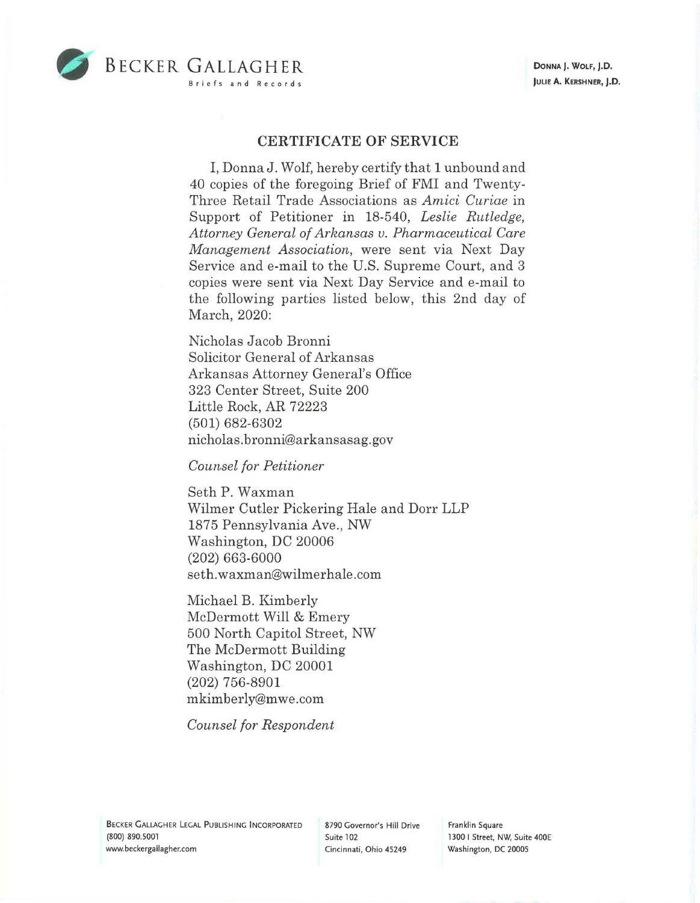BECKER GALLAGHER
Briefs and Records

DONNA J. WOLF, J.D.
JULIE A. KERSHNER, J.D.

## CERTIFICATE OF SERVICE

I, Donna J. Wolf, hereby certify that 1 unbound and 40 copies of the foregoing Brief of FMI and Twenty-Three Retail Trade Associations as *Amici Curiae* in Support of Petitioner in 18-540, *Leslie Rutledge, Attorney General of Arkansas v. Pharmaceutical Care Management Association*, were sent via Next Day Service and e-mail to the U.S. Supreme Court, and 3 copies were sent via Next Day Service and e-mail to the following parties listed below, this 2nd day of March, 2020:

Nicholas Jacob Bronni
Solicitor General of Arkansas
Arkansas Attorney General's Office
323 Center Street, Suite 200
Little Rock, AR 72223
(501) 682-6302
nicholas.bronni@arkansasag.gov

*Counsel for Petitioner*

Seth P. Waxman
Wilmer Cutler Pickering Hale and Dorr LLP
1875 Pennsylvania Ave., NW
Washington, DC 20006
(202) 663-6000
seth.waxman@wilmerhale.com

Michael B. Kimberly
McDermott Will & Emery
500 North Capitol Street, NW
The McDermott Building
Washington, DC 20001
(202) 756-8901
mkimberly@mwe.com

*Counsel for Respondent*

BECKER GALLAGHER LEGAL PUBLISHING INCORPORATED
(800) 890.5001
www.beckergallagher.com

8790 Governor's Hill Drive
Suite 102
Cincinnati, Ohio 45249

Franklin Square
1300 I Street, NW, Suite 400E
Washington, DC 20005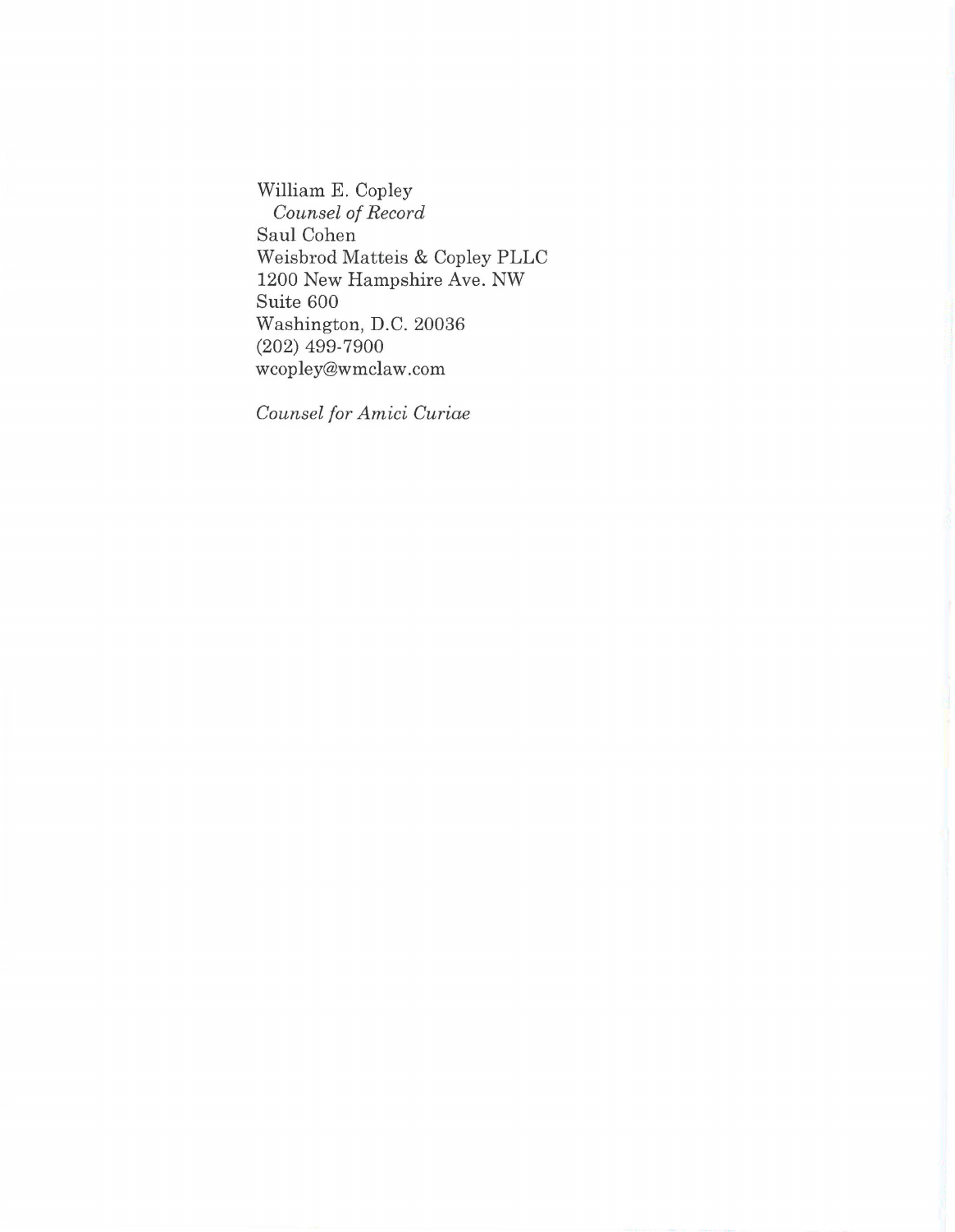William E. Copley  
*Counsel of Record*  
Saul Cohen  
Weisbrod Matteis & Copley PLLC  
1200 New Hampshire Ave. NW  
Suite 600  
Washington, D.C. 20036  
(202) 499-7900  
wcopley@wmclaw.com

*Counsel for Amici Curiae*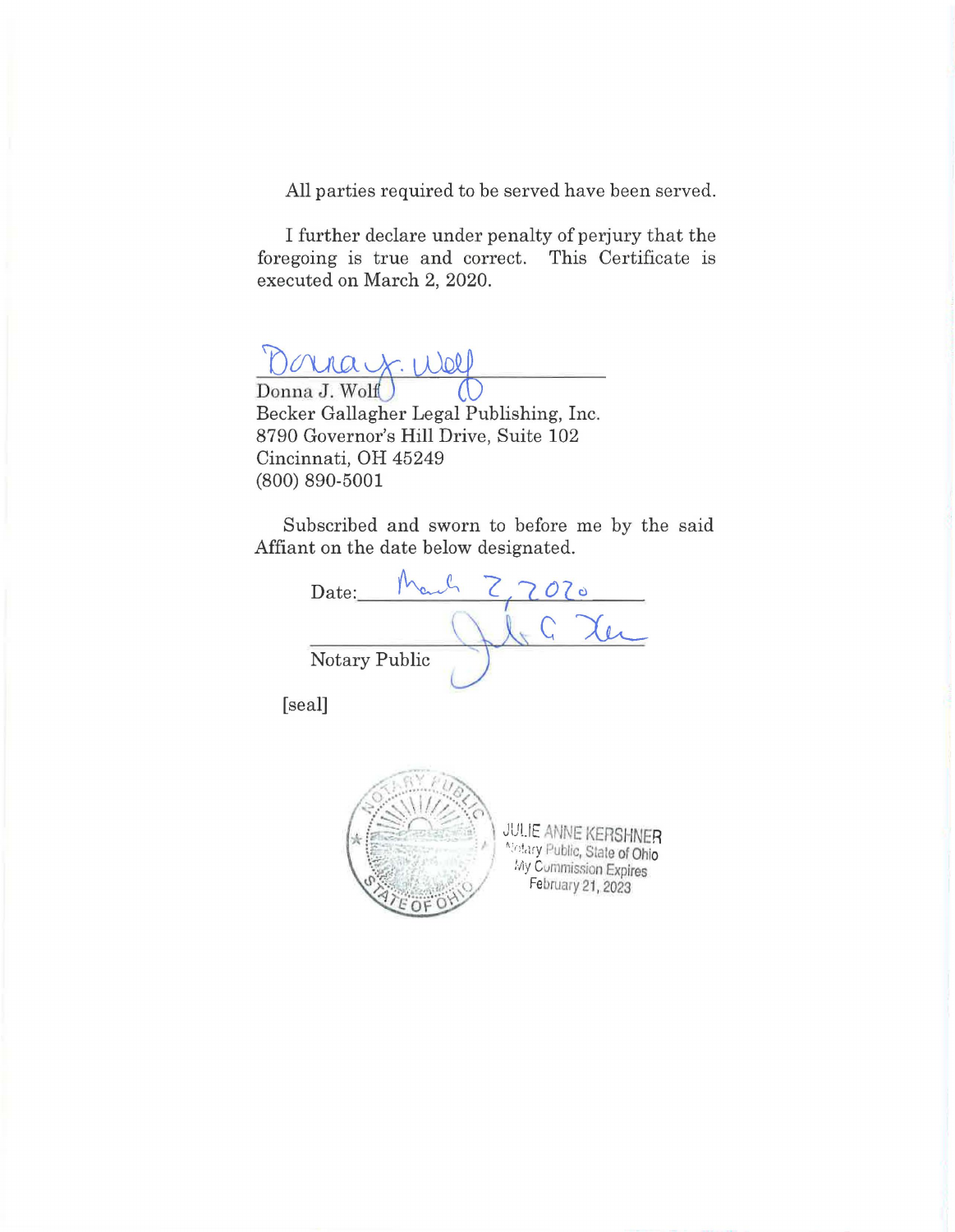All parties required to be served have been served.

I further declare under penalty of perjury that the foregoing is true and correct. This Certificate is executed on March 2, 2020.

Donna J. Wolf
Becker Gallagher Legal Publishing, Inc.
8790 Governor's Hill Drive, Suite 102
Cincinnati, OH 45249
(800) 890-5001

Subscribed and sworn to before me by the said Affiant on the date below designated.

Date: March 2, 2020

Notary Public

[seal]

NOTARY PUBLIC STATE OF OHIO

JULIE ANNE KERSHNER
Notary Public, State of Ohio
My Commission Expires
February 21, 2023